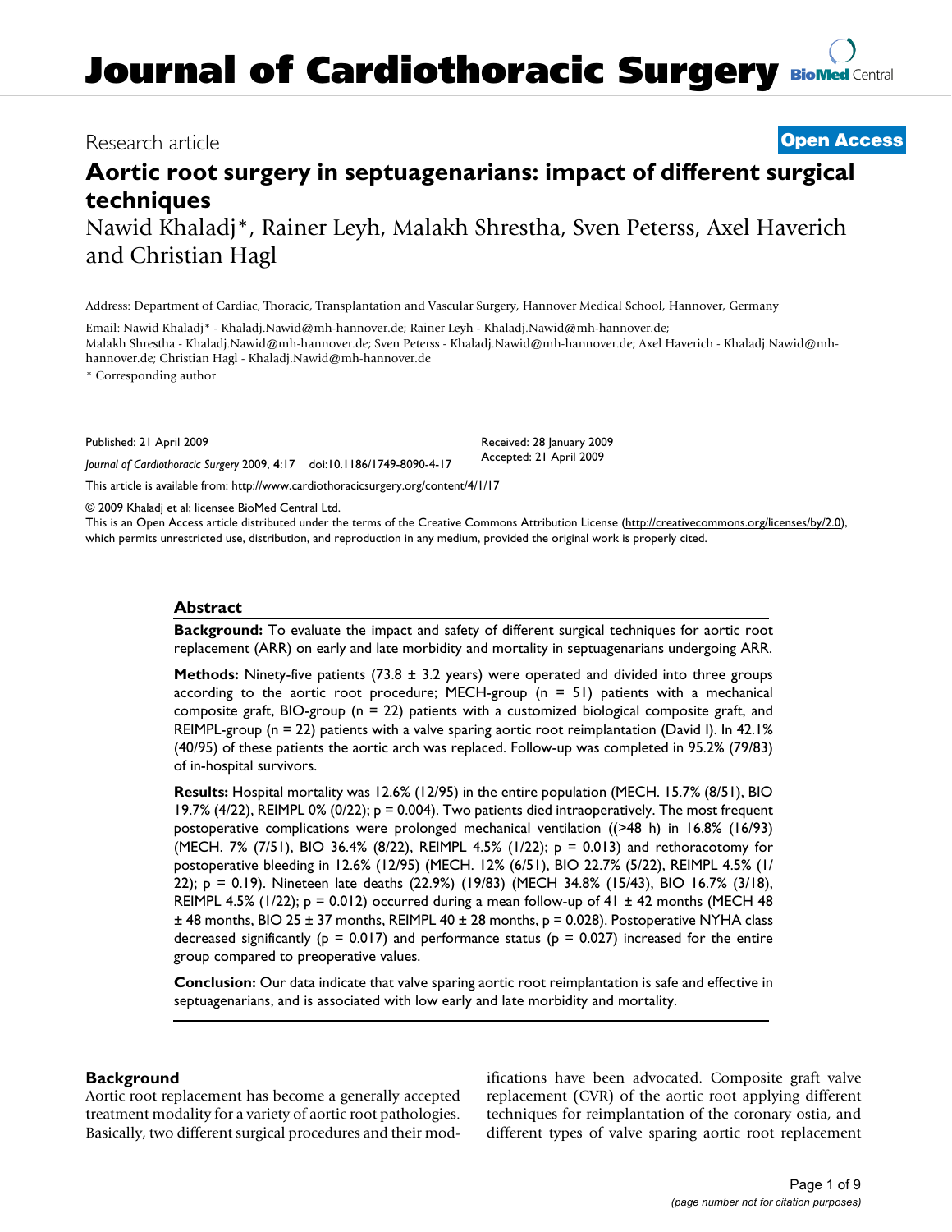# Journal of Cardiothoracic Surgery

Research article

**Open Access**

# Aortic root surgery in septuagenarians: impact of different surgical techniques

Nawid Khaladj*, Rainer Leyh, Malakh Shrestha, Sven Peterss, Axel Haverich and Christian Hagl

Address: Department of Cardiac, Thoracic, Transplantation and Vascular Surgery, Hannover Medical School, Hannover, Germany

Email: Nawid Khaladj* - Khaladj.Nawid@mh-hannover.de; Rainer Leyh - Khaladj.Nawid@mh-hannover.de; Malakh Shrestha - Khaladj.Nawid@mh-hannover.de; Sven Peterss - Khaladj.Nawid@mh-hannover.de; Axel Haverich - Khaladj.Nawid@mh-hannover.de; Christian Hagl - Khaladj.Nawid@mh-hannover.de

\* Corresponding author

Published: 21 April 2009

Received: 28 January 2009
Accepted: 21 April 2009

*Journal of Cardiothoracic Surgery* 2009, **4**:17 doi:10.1186/1749-8090-4-17

This article is available from: http://www.cardiothoracicsurgery.org/content/4/1/17

© 2009 Khaladj et al; licensee BioMed Central Ltd.
This is an Open Access article distributed under the terms of the Creative Commons Attribution License (http://creativecommons.org/licenses/by/2.0), which permits unrestricted use, distribution, and reproduction in any medium, provided the original work is properly cited.

## Abstract

**Background:** To evaluate the impact and safety of different surgical techniques for aortic root replacement (ARR) on early and late morbidity and mortality in septuagenarians undergoing ARR.

**Methods:** Ninety-five patients (73.8 ± 3.2 years) were operated and divided into three groups according to the aortic root procedure; MECH-group (n = 51) patients with a mechanical composite graft, BIO-group (n = 22) patients with a customized biological composite graft, and REIMPL-group (n = 22) patients with a valve sparing aortic root reimplantation (David I). In 42.1% (40/95) of these patients the aortic arch was replaced. Follow-up was completed in 95.2% (79/83) of in-hospital survivors.

**Results:** Hospital mortality was 12.6% (12/95) in the entire population (MECH. 15.7% (8/51), BIO 19.7% (4/22), REIMPL 0% (0/22); p = 0.004). Two patients died intraoperatively. The most frequent postoperative complications were prolonged mechanical ventilation ((>48 h) in 16.8% (16/93) (MECH. 7% (7/51), BIO 36.4% (8/22), REIMPL 4.5% (1/22); p = 0.013) and rethoracotomy for postoperative bleeding in 12.6% (12/95) (MECH. 12% (6/51), BIO 22.7% (5/22), REIMPL 4.5% (1/22); p = 0.19). Nineteen late deaths (22.9%) (19/83) (MECH 34.8% (15/43), BIO 16.7% (3/18), REIMPL 4.5% (1/22); p = 0.012) occurred during a mean follow-up of 41 ± 42 months (MECH 48 ± 48 months, BIO 25 ± 37 months, REIMPL 40 ± 28 months, p = 0.028). Postoperative NYHA class decreased significantly (p = 0.017) and performance status (p = 0.027) increased for the entire group compared to preoperative values.

**Conclusion:** Our data indicate that valve sparing aortic root reimplantation is safe and effective in septuagenarians, and is associated with low early and late morbidity and mortality.

## Background

Aortic root replacement has become a generally accepted treatment modality for a variety of aortic root pathologies. Basically, two different surgical procedures and their modifications have been advocated. Composite graft valve replacement (CVR) of the aortic root applying different techniques for reimplantation of the coronary ostia, and different types of valve sparing aortic root replacement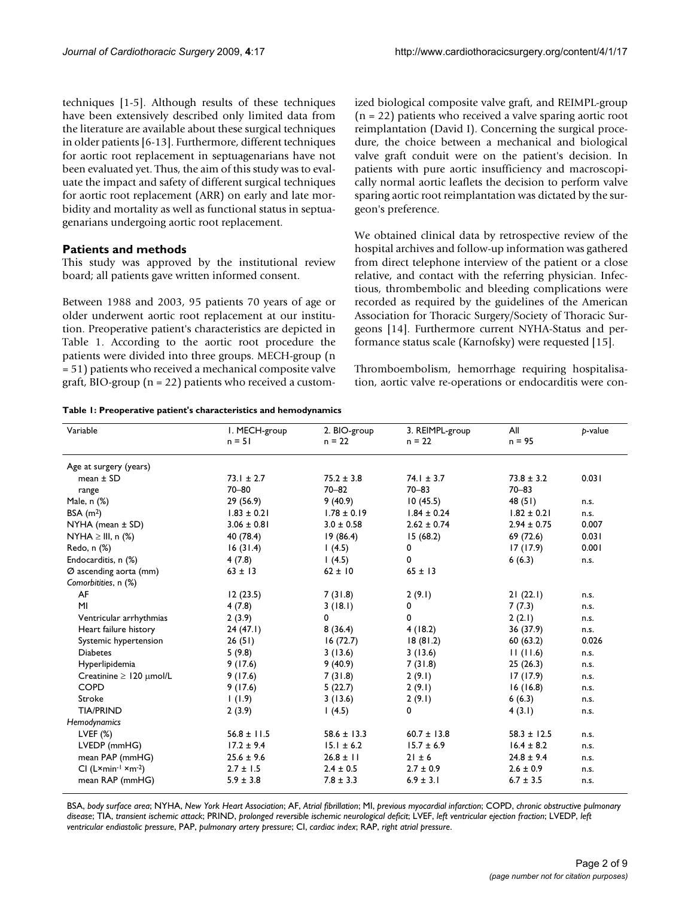techniques [1-5]. Although results of these techniques have been extensively described only limited data from the literature are available about these surgical techniques in older patients [6-13]. Furthermore, different techniques for aortic root replacement in septuagenarians have not been evaluated yet. Thus, the aim of this study was to evaluate the impact and safety of different surgical techniques for aortic root replacement (ARR) on early and late morbidity and mortality as well as functional status in septuagenarians undergoing aortic root replacement.

## Patients and methods

This study was approved by the institutional review board; all patients gave written informed consent.

Between 1988 and 2003, 95 patients 70 years of age or older underwent aortic root replacement at our institution. Preoperative patient's characteristics are depicted in Table 1. According to the aortic root procedure the patients were divided into three groups. MECH-group (n = 51) patients who received a mechanical composite valve graft, BIO-group (n = 22) patients who received a customized biological composite valve graft, and REIMPL-group (n = 22) patients who received a valve sparing aortic root reimplantation (David I). Concerning the surgical procedure, the choice between a mechanical and biological valve graft conduit were on the patient's decision. In patients with pure aortic insufficiency and macroscopically normal aortic leaflets the decision to perform valve sparing aortic root reimplantation was dictated by the surgeon's preference.

We obtained clinical data by retrospective review of the hospital archives and follow-up information was gathered from direct telephone interview of the patient or a close relative, and contact with the referring physician. Infectious, thromboembolic and bleeding complications were recorded as required by the guidelines of the American Association for Thoracic Surgery/Society of Thoracic Surgeons [14]. Furthermore current NYHA-Status and performance status scale (Karnofsky) were requested [15].

Thromboembolism, hemorrhage requiring hospitalisation, aortic valve re-operations or endocarditis were con-

**Table 1: Preoperative patient's characteristics and hemodynamics**

| Variable | 1. MECH-group n = 51 | 2. BIO-group n = 22 | 3. REIMPL-group n = 22 | All n = 95 | *p*-value |
|---|---|---|---|---|---|
| Age at surgery (years) | | | | | |
| mean ± SD | 73.1 ± 2.7 | 75.2 ± 3.8 | 74.1 ± 3.7 | 73.8 ± 3.2 | 0.031 |
| range | 70–80 | 70–82 | 70–83 | 70–83 | |
| Male, n (%) | 29 (56.9) | 9 (40.9) | 10 (45.5) | 48 (51) | n.s. |
| BSA ($m^2$) | 1.83 ± 0.21 | 1.78 ± 0.19 | 1.84 ± 0.24 | 1.82 ± 0.21 | n.s. |
| NYHA (mean ± SD) | 3.06 ± 0.81 | 3.0 ± 0.58 | 2.62 ± 0.74 | 2.94 ± 0.75 | 0.007 |
| NYHA ≥ III, n (%) | 40 (78.4) | 19 (86.4) | 15 (68.2) | 69 (72.6) | 0.031 |
| Redo, n (%) | 16 (31.4) | 1 (4.5) | 0 | 17 (17.9) | 0.001 |
| Endocarditis, n (%) | 4 (7.8) | 1 (4.5) | 0 | 6 (6.3) | n.s. |
| Ø ascending aorta (mm) | 63 ± 13 | 62 ± 10 | 65 ± 13 | | |
| *Comorbitities*, n (%) | | | | | |
| AF | 12 (23.5) | 7 (31.8) | 2 (9.1) | 21 (22.1) | n.s. |
| MI | 4 (7.8) | 3 (18.1) | 0 | 7 (7.3) | n.s. |
| Ventricular arrhythmias | 2 (3.9) | 0 | 0 | 2 (2.1) | n.s. |
| Heart failure history | 24 (47.1) | 8 (36.4) | 4 (18.2) | 36 (37.9) | n.s. |
| Systemic hypertension | 26 (51) | 16 (72.7) | 18 (81.2) | 60 (63.2) | 0.026 |
| Diabetes | 5 (9.8) | 3 (13.6) | 3 (13.6) | 11 (11.6) | n.s. |
| Hyperlipidemia | 9 (17.6) | 9 (40.9) | 7 (31.8) | 25 (26.3) | n.s. |
| Creatinine ≥ 120 μmol/L | 9 (17.6) | 7 (31.8) | 2 (9.1) | 17 (17.9) | n.s. |
| COPD | 9 (17.6) | 5 (22.7) | 2 (9.1) | 16 (16.8) | n.s. |
| Stroke | 1 (1.9) | 3 (13.6) | 2 (9.1) | 6 (6.3) | n.s. |
| TIA/PRIND | 2 (3.9) | 1 (4.5) | 0 | 4 (3.1) | n.s. |
| *Hemodynamics* | | | | | |
| LVEF (%) | 56.8 ± 11.5 | 58.6 ± 13.3 | 60.7 ± 13.8 | 58.3 ± 12.5 | n.s. |
| LVEDP (mmHG) | 17.2 ± 9.4 | 15.1 ± 6.2 | 15.7 ± 6.9 | 16.4 ± 8.2 | n.s. |
| mean PAP (mmHG) | 25.6 ± 9.6 | 26.8 ± 11 | 21 ± 6 | 24.8 ± 9.4 | n.s. |
| CI ($L \times min^{-1} \times m^{-2}$) | 2.7 ± 1.5 | 2.4 ± 0.5 | 2.7 ± 0.9 | 2.6 ± 0.9 | n.s. |
| mean RAP (mmHG) | 5.9 ± 3.8 | 7.8 ± 3.3 | 6.9 ± 3.1 | 6.7 ± 3.5 | n.s. |

BSA, *body surface area*; NYHA, *New York Heart Association*; AF, *Atrial fibrillation*; MI, *previous myocardial infarction*; COPD, *chronic obstructive pulmonary disease*; TIA, *transient ischemic attack*; PRIND, *prolonged reversible ischemic neurological deficit*; LVEF, *left ventricular ejection fraction*; LVEDP, *left ventricular endiastolic pressure*, PAP, *pulmonary artery pressure*; CI, *cardiac index*; RAP, *right atrial pressure*.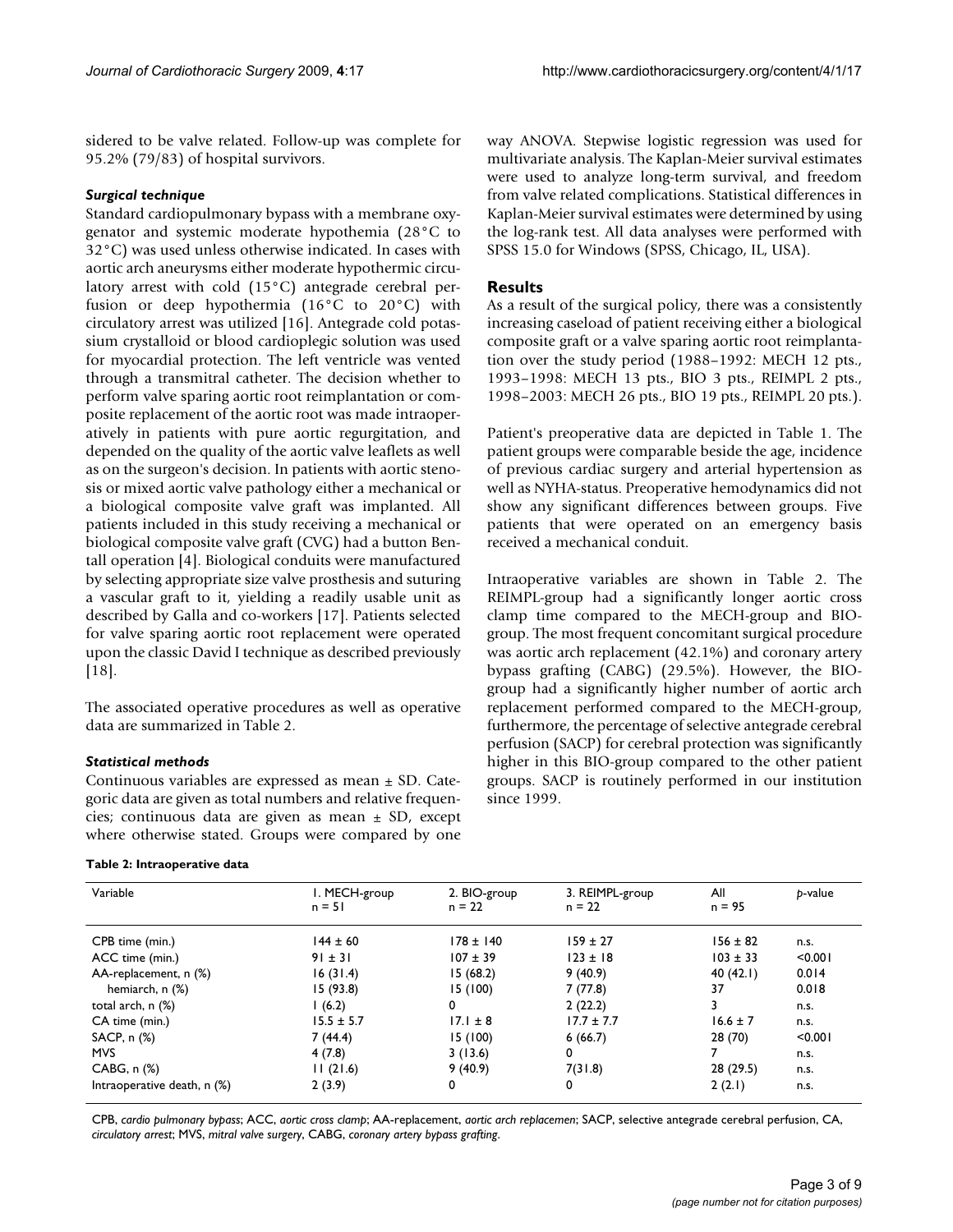sidered to be valve related. Follow-up was complete for 95.2% (79/83) of hospital survivors.

### *Surgical technique*

Standard cardiopulmonary bypass with a membrane oxygenator and systemic moderate hypothermia (28°C to 32°C) was used unless otherwise indicated. In cases with aortic arch aneurysms either moderate hypothermic circulatory arrest with cold (15°C) antegrade cerebral perfusion or deep hypothermia (16°C to 20°C) with circulatory arrest was utilized [16]. Antegrade cold potassium crystalloid or blood cardioplegic solution was used for myocardial protection. The left ventricle was vented through a transmitral catheter. The decision whether to perform valve sparing aortic root reimplantation or composite replacement of the aortic root was made intraoperatively in patients with pure aortic regurgitation, and depended on the quality of the aortic valve leaflets as well as on the surgeon's decision. In patients with aortic stenosis or mixed aortic valve pathology either a mechanical or a biological composite valve graft was implanted. All patients included in this study receiving a mechanical or biological composite valve graft (CVG) had a button Bentall operation [4]. Biological conduits were manufactured by selecting appropriate size valve prosthesis and suturing a vascular graft to it, yielding a readily usable unit as described by Galla and co-workers [17]. Patients selected for valve sparing aortic root replacement were operated upon the classic David I technique as described previously [18].

The associated operative procedures as well as operative data are summarized in Table 2.

### *Statistical methods*

Continuous variables are expressed as mean ± SD. Categoric data are given as total numbers and relative frequencies; continuous data are given as mean ± SD, except where otherwise stated. Groups were compared by one way ANOVA. Stepwise logistic regression was used for multivariate analysis. The Kaplan-Meier survival estimates were used to analyze long-term survival, and freedom from valve related complications. Statistical differences in Kaplan-Meier survival estimates were determined by using the log-rank test. All data analyses were performed with SPSS 15.0 for Windows (SPSS, Chicago, IL, USA).

## Results

As a result of the surgical policy, there was a consistently increasing caseload of patient receiving either a biological composite graft or a valve sparing aortic root reimplantation over the study period (1988–1992: MECH 12 pts., 1993–1998: MECH 13 pts., BIO 3 pts., REIMPL 2 pts., 1998–2003: MECH 26 pts., BIO 19 pts., REIMPL 20 pts.).

Patient's preoperative data are depicted in Table 1. The patient groups were comparable beside the age, incidence of previous cardiac surgery and arterial hypertension as well as NYHA-status. Preoperative hemodynamics did not show any significant differences between groups. Five patients that were operated on an emergency basis received a mechanical conduit.

Intraoperative variables are shown in Table 2. The REIMPL-group had a significantly longer aortic cross clamp time compared to the MECH-group and BIO-group. The most frequent concomitant surgical procedure was aortic arch replacement (42.1%) and coronary artery bypass grafting (CABG) (29.5%). However, the BIO-group had a significantly higher number of aortic arch replacement performed compared to the MECH-group, furthermore, the percentage of selective antegrade cerebral perfusion (SACP) for cerebral protection was significantly higher in this BIO-group compared to the other patient groups. SACP is routinely performed in our institution since 1999.

**Table 2: Intraoperative data**

| Variable | 1. MECH-group n = 51 | 2. BIO-group n = 22 | 3. REIMPL-group n = 22 | All n = 95 | *p*-value |
|---|---|---|---|---|---|
| CPB time (min.) | 144 ± 60 | 178 ± 140 | 159 ± 27 | 156 ± 82 | n.s. |
| ACC time (min.) | 91 ± 31 | 107 ± 39 | 123 ± 18 | 103 ± 33 | <0.001 |
| AA-replacement, n (%) | 16 (31.4) | 15 (68.2) | 9 (40.9) | 40 (42.1) | 0.014 |
| hemiarch, n (%) | 15 (93.8) | 15 (100) | 7 (77.8) | 37 | 0.018 |
| total arch, n (%) | 1 (6.2) | 0 | 2 (22.2) | 3 | n.s. |
| CA time (min.) | 15.5 ± 5.7 | 17.1 ± 8 | 17.7 ± 7.7 | 16.6 ± 7 | n.s. |
| SACP, n (%) | 7 (44.4) | 15 (100) | 6 (66.7) | 28 (70) | <0.001 |
| MVS | 4 (7.8) | 3 (13.6) | 0 | 7 | n.s. |
| CABG, n (%) | 11 (21.6) | 9 (40.9) | 7(31.8) | 28 (29.5) | n.s. |
| Intraoperative death, n (%) | 2 (3.9) | 0 | 0 | 2 (2.1) | n.s. |

CPB, *cardio pulmonary bypass*; ACC, *aortic cross clamp*; AA-replacement, *aortic arch replacemen*; SACP, selective antegrade cerebral perfusion, CA, *circulatory arrest*; MVS, *mitral valve surgery*, CABG, *coronary artery bypass grafting*.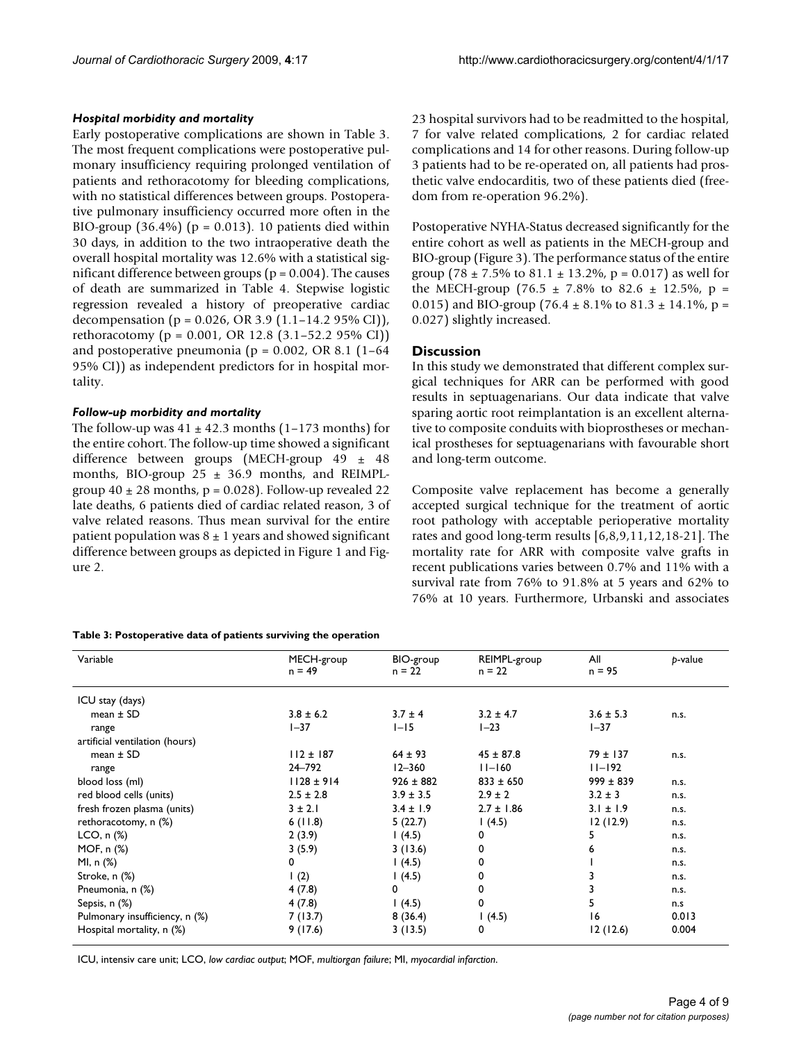#### *Hospital morbidity and mortality*

Early postoperative complications are shown in Table 3. The most frequent complications were postoperative pulmonary insufficiency requiring prolonged ventilation of patients and rethoracotomy for bleeding complications, with no statistical differences between groups. Postoperative pulmonary insufficiency occurred more often in the BIO-group (36.4%) (p = 0.013). 10 patients died within 30 days, in addition to the two intraoperative death the overall hospital mortality was 12.6% with a statistical significant difference between groups (p = 0.004). The causes of death are summarized in Table 4. Stepwise logistic regression revealed a history of preoperative cardiac decompensation (p = 0.026, OR 3.9 (1.1–14.2 95% CI)), rethoracotomy (p = 0.001, OR 12.8 (3.1–52.2 95% CI)) and postoperative pneumonia (p = 0.002, OR 8.1 (1–64 95% CI)) as independent predictors for in hospital mortality.

#### *Follow-up morbidity and mortality*

The follow-up was 41 ± 42.3 months (1–173 months) for the entire cohort. The follow-up time showed a significant difference between groups (MECH-group 49 ± 48 months, BIO-group 25 ± 36.9 months, and REIMPL-group 40 ± 28 months, p = 0.028). Follow-up revealed 22 late deaths, 6 patients died of cardiac related reason, 3 of valve related reasons. Thus mean survival for the entire patient population was 8 ± 1 years and showed significant difference between groups as depicted in Figure 1 and Figure 2.

23 hospital survivors had to be readmitted to the hospital, 7 for valve related complications, 2 for cardiac related complications and 14 for other reasons. During follow-up 3 patients had to be re-operated on, all patients had prosthetic valve endocarditis, two of these patients died (freedom from re-operation 96.2%).

Postoperative NYHA-Status decreased significantly for the entire cohort as well as patients in the MECH-group and BIO-group (Figure 3). The performance status of the entire group (78 ± 7.5% to 81.1 ± 13.2%, p = 0.017) as well for the MECH-group (76.5 ± 7.8% to 82.6 ± 12.5%, p = 0.015) and BIO-group (76.4 ± 8.1% to 81.3 ± 14.1%, p = 0.027) slightly increased.

## Discussion

In this study we demonstrated that different complex surgical techniques for ARR can be performed with good results in septuagenarians. Our data indicate that valve sparing aortic root reimplantation is an excellent alternative to composite conduits with bioprostheses or mechanical prostheses for septuagenarians with favourable short and long-term outcome.

Composite valve replacement has become a generally accepted surgical technique for the treatment of aortic root pathology with acceptable perioperative mortality rates and good long-term results [6,8,9,11,12,18-21]. The mortality rate for ARR with composite valve grafts in recent publications varies between 0.7% and 11% with a survival rate from 76% to 91.8% at 5 years and 62% to 76% at 10 years. Furthermore, Urbanski and associates

**Table 3: Postoperative data of patients surviving the operation**

| Variable | MECH-group n = 49 | BIO-group n = 22 | REIMPL-group n = 22 | All n = 95 | *p*-value |
|---|---|---|---|---|---|
| ICU stay (days) | | | | | |
| mean ± SD | 3.8 ± 6.2 | 3.7 ± 4 | 3.2 ± 4.7 | 3.6 ± 5.3 | n.s. |
| range | 1–37 | 1–15 | 1–23 | 1–37 | |
| artificial ventilation (hours) | | | | | |
| mean ± SD | 112 ± 187 | 64 ± 93 | 45 ± 87.8 | 79 ± 137 | n.s. |
| range | 24–792 | 12–360 | 11–160 | 11–192 | |
| blood loss (ml) | 1128 ± 914 | 926 ± 882 | 833 ± 650 | 999 ± 839 | n.s. |
| red blood cells (units) | 2.5 ± 2.8 | 3.9 ± 3.5 | 2.9 ± 2 | 3.2 ± 3 | n.s. |
| fresh frozen plasma (units) | 3 ± 2.1 | 3.4 ± 1.9 | 2.7 ± 1.86 | 3.1 ± 1.9 | n.s. |
| rethoracotomy, n (%) | 6 (11.8) | 5 (22.7) | 1 (4.5) | 12 (12.9) | n.s. |
| LCO, n (%) | 2 (3.9) | 1 (4.5) | 0 | 5 | n.s. |
| MOF, n (%) | 3 (5.9) | 3 (13.6) | 0 | 6 | n.s. |
| MI, n (%) | 0 | 1 (4.5) | 0 | 1 | n.s. |
| Stroke, n (%) | 1 (2) | 1 (4.5) | 0 | 3 | n.s. |
| Pneumonia, n (%) | 4 (7.8) | 0 | 0 | 3 | n.s. |
| Sepsis, n (%) | 4 (7.8) | 1 (4.5) | 0 | 5 | n.s |
| Pulmonary insufficiency, n (%) | 7 (13.7) | 8 (36.4) | 1 (4.5) | 16 | 0.013 |
| Hospital mortality, n (%) | 9 (17.6) | 3 (13.5) | 0 | 12 (12.6) | 0.004 |

ICU, intensiv care unit; LCO, *low cardiac output*; MOF, *multiorgan failure*; MI, *myocardial infarction*.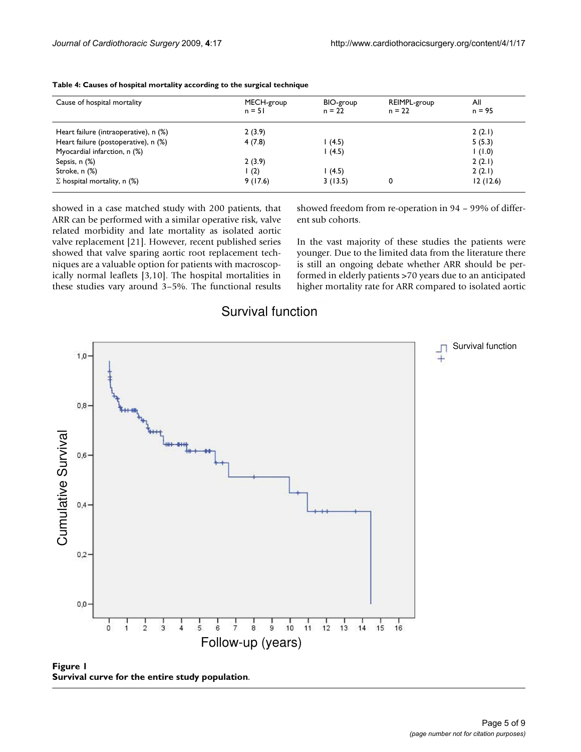**Table 4: Causes of hospital mortality according to the surgical technique**

| Cause of hospital mortality | MECH-group n = 51 | BIO-group n = 22 | REIMPL-group n = 22 | All n = 95 |
|---|---|---|---|---|
| Heart failure (intraoperative), n (%) | 2 (3.9) | | | 2 (2.1) |
| Heart failure (postoperative), n (%) | 4 (7.8) | 1 (4.5) | | 5 (5.3) |
| Myocardial infarction, n (%) | | 1 (4.5) | | 1 (1.0) |
| Sepsis, n (%) | 2 (3.9) | | | 2 (2.1) |
| Stroke, n (%) | 1 (2) | 1 (4.5) | | 2 (2.1) |
| Σ hospital mortality, n (%) | 9 (17.6) | 3 (13.5) | 0 | 12 (12.6) |

showed in a case matched study with 200 patients, that ARR can be performed with a similar operative risk, valve related morbidity and late mortality as isolated aortic valve replacement [21]. However, recent published series showed that valve sparing aortic root replacement techniques are a valuable option for patients with macroscopically normal leaflets [3,10]. The hospital mortalities in these studies vary around 3–5%. The functional results showed freedom from re-operation in 94 – 99% of different sub cohorts.

In the vast majority of these studies the patients were younger. Due to the limited data from the literature there is still an ongoing debate whether ARR should be performed in elderly patients >70 years due to an anticipated higher mortality rate for ARR compared to isolated aortic

**Figure 1**
**Survival curve for the entire study population**.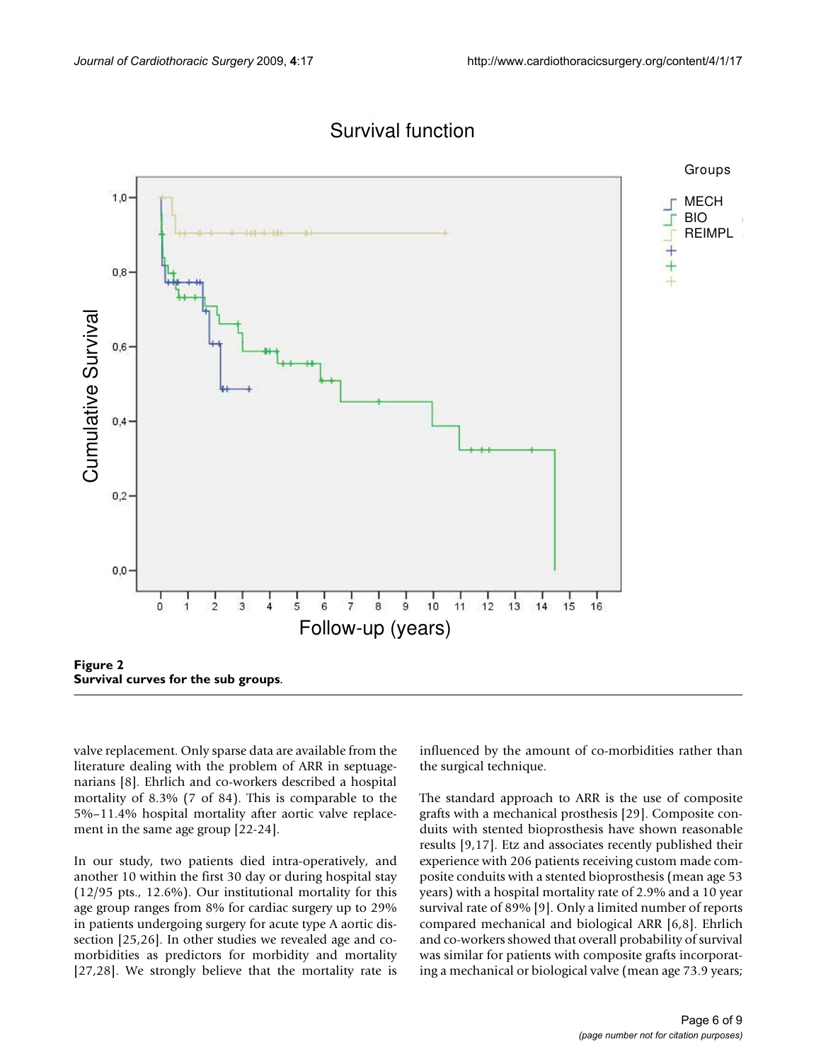**Figure 2**
**Survival curves for the sub groups**.

valve replacement. Only sparse data are available from the literature dealing with the problem of ARR in septuagenarians [8]. Ehrlich and co-workers described a hospital mortality of 8.3% (7 of 84). This is comparable to the 5%–11.4% hospital mortality after aortic valve replacement in the same age group [22-24].

In our study, two patients died intra-operatively, and another 10 within the first 30 day or during hospital stay (12/95 pts., 12.6%). Our institutional mortality for this age group ranges from 8% for cardiac surgery up to 29% in patients undergoing surgery for acute type A aortic dissection [25,26]. In other studies we revealed age and co-morbidities as predictors for morbidity and mortality [27,28]. We strongly believe that the mortality rate is influenced by the amount of co-morbidities rather than the surgical technique.

The standard approach to ARR is the use of composite grafts with a mechanical prosthesis [29]. Composite conduits with stented bioprosthesis have shown reasonable results [9,17]. Etz and associates recently published their experience with 206 patients receiving custom made composite conduits with a stented bioprosthesis (mean age 53 years) with a hospital mortality rate of 2.9% and a 10 year survival rate of 89% [9]. Only a limited number of reports compared mechanical and biological ARR [6,8]. Ehrlich and co-workers showed that overall probability of survival was similar for patients with composite grafts incorporating a mechanical or biological valve (mean age 73.9 years;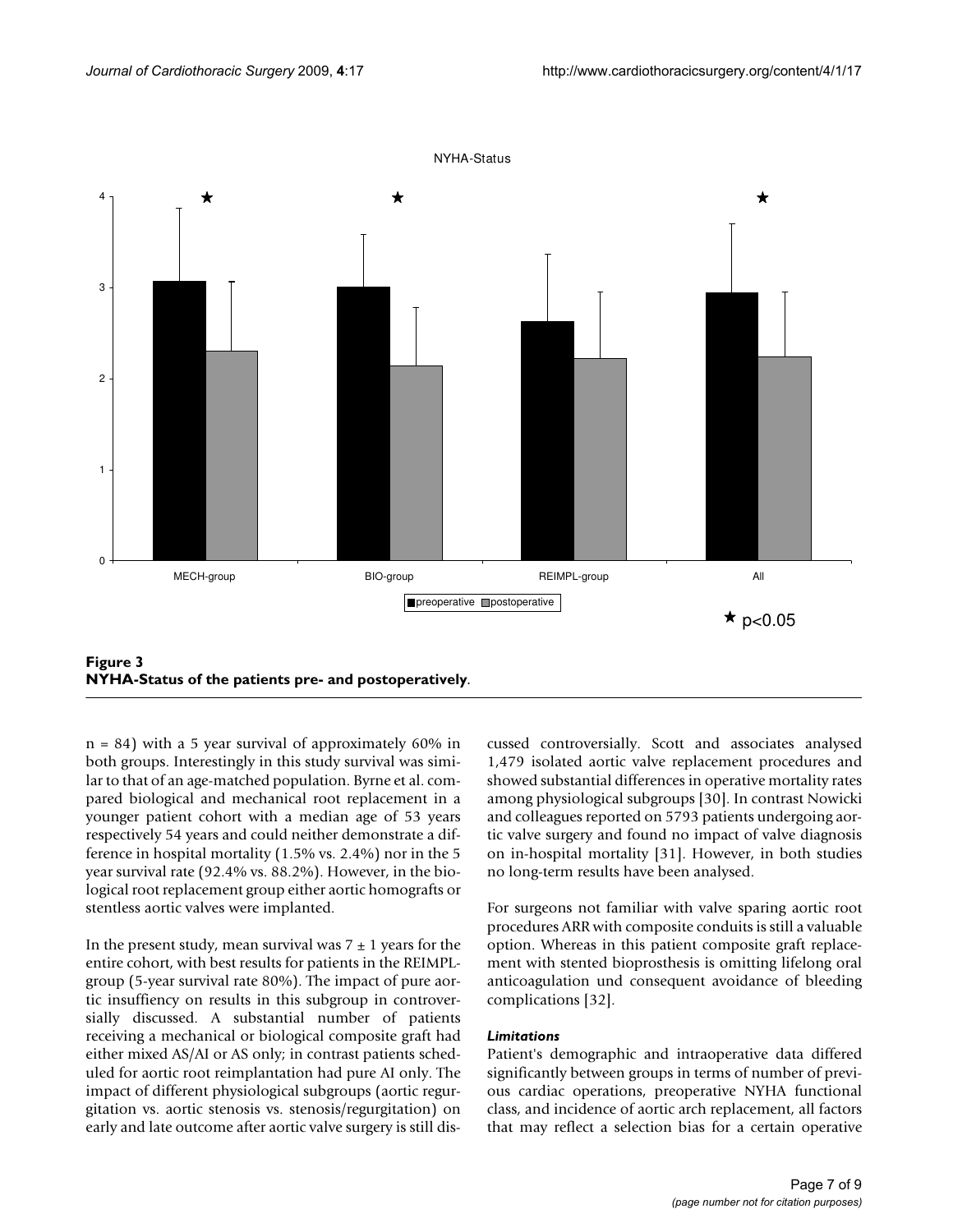**Figure 3**
**NYHA-Status of the patients pre- and postoperatively**.

n = 84) with a 5 year survival of approximately 60% in both groups. Interestingly in this study survival was similar to that of an age-matched population. Byrne et al. compared biological and mechanical root replacement in a younger patient cohort with a median age of 53 years respectively 54 years and could neither demonstrate a difference in hospital mortality (1.5% vs. 2.4%) nor in the 5 year survival rate (92.4% vs. 88.2%). However, in the biological root replacement group either aortic homografts or stentless aortic valves were implanted.

In the present study, mean survival was $7 \pm 1$ years for the entire cohort, with best results for patients in the REIMPL-group (5-year survival rate 80%). The impact of pure aortic insuffiency on results in this subgroup in controversially discussed. A substantial number of patients receiving a mechanical or biological composite graft had either mixed AS/AI or AS only; in contrast patients scheduled for aortic root reimplantation had pure AI only. The impact of different physiological subgroups (aortic regurgitation vs. aortic stenosis vs. stenosis/regurgitation) on early and late outcome after aortic valve surgery is still discussed controversially. Scott and associates analysed 1,479 isolated aortic valve replacement procedures and showed substantial differences in operative mortality rates among physiological subgroups [30]. In contrast Nowicki and colleagues reported on 5793 patients undergoing aortic valve surgery and found no impact of valve diagnosis on in-hospital mortality [31]. However, in both studies no long-term results have been analysed.

For surgeons not familiar with valve sparing aortic root procedures ARR with composite conduits is still a valuable option. Whereas in this patient composite graft replacement with stented bioprosthesis is omitting lifelong oral anticoagulation und consequent avoidance of bleeding complications [32].

### *Limitations*

Patient's demographic and intraoperative data differed significantly between groups in terms of number of previous cardiac operations, preoperative NYHA functional class, and incidence of aortic arch replacement, all factors that may reflect a selection bias for a certain operative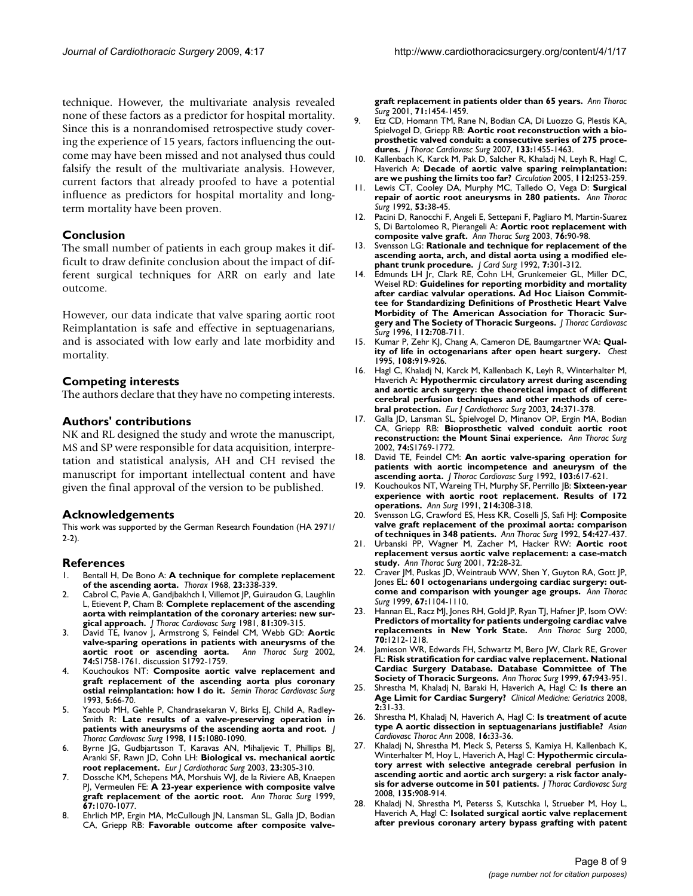technique. However, the multivariate analysis revealed none of these factors as a predictor for hospital mortality. Since this is a nonrandomised retrospective study covering the experience of 15 years, factors influencing the outcome may have been missed and not analysed thus could falsify the result of the multivariate analysis. However, current factors that already proofed to have a potential influence as predictors for hospital mortality and long-term mortality have been proven.

## Conclusion

The small number of patients in each group makes it difficult to draw definite conclusion about the impact of different surgical techniques for ARR on early and late outcome.

However, our data indicate that valve sparing aortic root Reimplantation is safe and effective in septuagenarians, and is associated with low early and late morbidity and mortality.

## Competing interests

The authors declare that they have no competing interests.

## Authors' contributions

NK and RL designed the study and wrote the manuscript, MS and SP were responsible for data acquisition, interpretation and statistical analysis, AH and CH revised the manuscript for important intellectual content and have given the final approval of the version to be published.

## Acknowledgements

This work was supported by the German Research Foundation (HA 2971/2-2).

## References

1. Bentall H, De Bono A: **A technique for complete replacement of the ascending aorta.** *Thorax* 1968, **23:**338-339.
2. Cabrol C, Pavie A, Gandjbakhch I, Villemot JP, Guiraudon G, Laughlin L, Etievent P, Cham B: **Complete replacement of the ascending aorta with reimplantation of the coronary arteries: new surgical approach.** *J Thorac Cardiovasc Surg* 1981, **81:**309-315.
3. David TE, Ivanov J, Armstrong S, Feindel CM, Webb GD: **Aortic valve-sparing operations in patients with aneurysms of the aortic root or ascending aorta.** *Ann Thorac Surg* 2002, **74:**S1758-1761. discussion S1792-1759.
4. Kouchoukos NT: **Composite aortic valve replacement and graft replacement of the ascending aorta plus coronary ostial reimplantation: how I do it.** *Semin Thorac Cardiovasc Surg* 1993, **5:**66-70.
5. Yacoub MH, Gehle P, Chandrasekaran V, Birks EJ, Child A, Radley-Smith R: **Late results of a valve-preserving operation in patients with aneurysms of the ascending aorta and root.** *J Thorac Cardiovasc Surg* 1998, **115:**1080-1090.
6. Byrne JG, Gudbjartsson T, Karavas AN, Mihaljevic T, Phillips BJ, Aranki SF, Rawn JD, Cohn LH: **Biological vs. mechanical aortic root replacement.** *Eur J Cardiothorac Surg* 2003, **23:**305-310.
7. Dossche KM, Schepens MA, Morshuis WJ, de la Riviere AB, Knaepen PJ, Vermeulen FE: **A 23-year experience with composite valve graft replacement of the aortic root.** *Ann Thorac Surg* 1999, **67:**1070-1077.
8. Ehrlich MP, Ergin MA, McCullough JN, Lansman SL, Galla JD, Bodian CA, Griepp RB: **Favorable outcome after composite valve-graft replacement in patients older than 65 years.** *Ann Thorac Surg* 2001, **71:**1454-1459.
9. Etz CD, Homann TM, Rane N, Bodian CA, Di Luozzo G, Plestis KA, Spielvogel D, Griepp RB: **Aortic root reconstruction with a bioprosthetic valved conduit: a consecutive series of 275 procedures.** *J Thorac Cardiovasc Surg* 2007, **133:**1455-1463.
10. Kallenbach K, Karck M, Pak D, Salcher R, Khaladj N, Leyh R, Hagl C, Haverich A: **Decade of aortic valve sparing reimplantation: are we pushing the limits too far?** *Circulation* 2005, **112:**I253-259.
11. Lewis CT, Cooley DA, Murphy MC, Talledo O, Vega D: **Surgical repair of aortic root aneurysms in 280 patients.** *Ann Thorac Surg* 1992, **53:**38-45.
12. Pacini D, Ranocchi F, Angeli E, Settepani F, Pagliaro M, Martin-Suarez S, Di Bartolomeo R, Pierangeli A: **Aortic root replacement with composite valve graft.** *Ann Thorac Surg* 2003, **76:**90-98.
13. Svensson LG: **Rationale and technique for replacement of the ascending aorta, arch, and distal aorta using a modified elephant trunk procedure.** *J Card Surg* 1992, **7:**301-312.
14. Edmunds LH Jr, Clark RE, Cohn LH, Grunkemeier GL, Miller DC, Weisel RD: **Guidelines for reporting morbidity and mortality after cardiac valvular operations. Ad Hoc Liaison Committee for Standardizing Definitions of Prosthetic Heart Valve Morbidity of The American Association for Thoracic Surgery and The Society of Thoracic Surgeons.** *J Thorac Cardiovasc Surg* 1996, **112:**708-711.
15. Kumar P, Zehr KJ, Chang A, Cameron DE, Baumgartner WA: **Quality of life in octogenarians after open heart surgery.** *Chest* 1995, **108:**919-926.
16. Hagl C, Khaladj N, Karck M, Kallenbach K, Leyh R, Winterhalter M, Haverich A: **Hypothermic circulatory arrest during ascending and aortic arch surgery: the theoretical impact of different cerebral perfusion techniques and other methods of cerebral protection.** *Eur J Cardiothorac Surg* 2003, **24:**371-378.
17. Galla JD, Lansman SL, Spielvogel D, Minanov OP, Ergin MA, Bodian CA, Griepp RB: **Bioprosthetic valved conduit aortic root reconstruction: the Mount Sinai experience.** *Ann Thorac Surg* 2002, **74:**S1769-1772.
18. David TE, Feindel CM: **An aortic valve-sparing operation for patients with aortic incompetence and aneurysm of the ascending aorta.** *J Thorac Cardiovasc Surg* 1992, **103:**617-621.
19. Kouchoukos NT, Wareing TH, Murphy SF, Perrillo JB: **Sixteen-year experience with aortic root replacement. Results of 172 operations.** *Ann Surg* 1991, **214:**308-318.
20. Svensson LG, Crawford ES, Hess KR, Coselli JS, Safi HJ: **Composite valve graft replacement of the proximal aorta: comparison of techniques in 348 patients.** *Ann Thorac Surg* 1992, **54:**427-437.
21. Urbanski PP, Wagner M, Zacher M, Hacker RW: **Aortic root replacement versus aortic valve replacement: a case-match study.** *Ann Thorac Surg* 2001, **72:**28-32.
22. Craver JM, Puskas JD, Weintraub WW, Shen Y, Guyton RA, Gott JP, Jones EL: **601 octogenarians undergoing cardiac surgery: outcome and comparison with younger age groups.** *Ann Thorac Surg* 1999, **67:**1104-1110.
23. Hannan EL, Racz MJ, Jones RH, Gold JP, Ryan TJ, Hafner JP, Isom OW: **Predictors of mortality for patients undergoing cardiac valve replacements in New York State.** *Ann Thorac Surg* 2000, **70:**1212-1218.
24. Jamieson WR, Edwards FH, Schwartz M, Bero JW, Clark RE, Grover FL: **Risk stratification for cardiac valve replacement. National Cardiac Surgery Database. Database Committee of The Society of Thoracic Surgeons.** *Ann Thorac Surg* 1999, **67:**943-951.
25. Shrestha M, Khaladj N, Baraki H, Haverich A, Hagl C: **Is there an Age Limit for Cardiac Surgery?** *Clinical Medicine: Geriatrics* 2008, **2:**31-33.
26. Shrestha M, Khaladj N, Haverich A, Hagl C: **Is treatment of acute type A aortic dissection in septuagenarians justifiable?** *Asian Cardiovasc Thorac Ann* 2008, **16:**33-36.
27. Khaladj N, Shrestha M, Meck S, Peterss S, Kamiya H, Kallenbach K, Winterhalter M, Hoy L, Haverich A, Hagl C: **Hypothermic circulatory arrest with selective antegrade cerebral perfusion in ascending aortic and aortic arch surgery: a risk factor analysis for adverse outcome in 501 patients.** *J Thorac Cardiovasc Surg* 2008, **135:**908-914.
28. Khaladj N, Shrestha M, Peterss S, Kutschka I, Strueber M, Hoy L, Haverich A, Hagl C: **Isolated surgical aortic valve replacement after previous coronary artery bypass grafting with patent**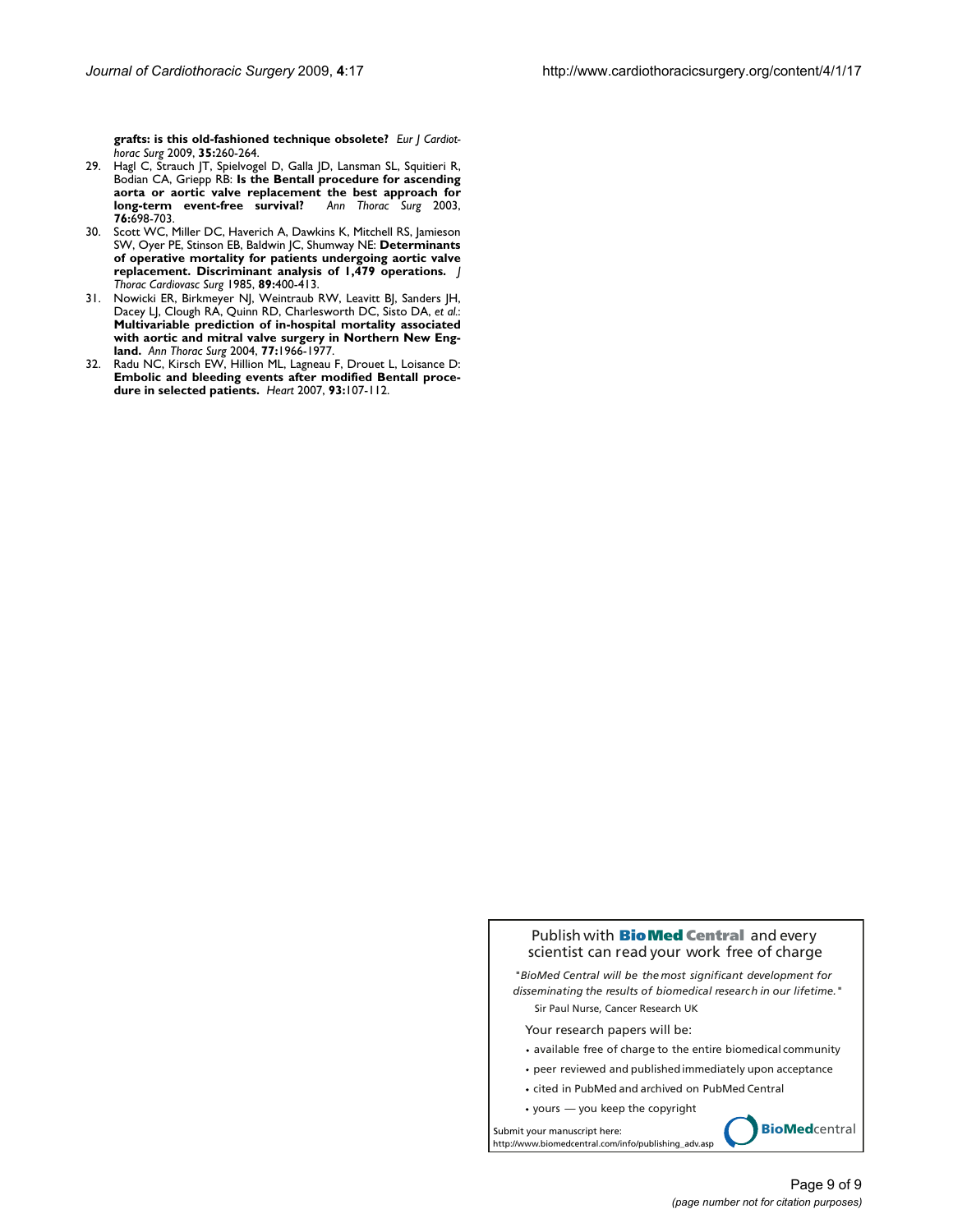**grafts: is this old-fashioned technique obsolete?** *Eur J Cardiothorac Surg* 2009, **35:**260-264.

29. Hagl C, Strauch JT, Spielvogel D, Galla JD, Lansman SL, Squitieri R, Bodian CA, Griepp RB: **Is the Bentall procedure for ascending aorta or aortic valve replacement the best approach for long-term event-free survival?** *Ann Thorac Surg* 2003, **76:**698-703.
30. Scott WC, Miller DC, Haverich A, Dawkins K, Mitchell RS, Jamieson SW, Oyer PE, Stinson EB, Baldwin JC, Shumway NE: **Determinants of operative mortality for patients undergoing aortic valve replacement. Discriminant analysis of 1,479 operations.** *J Thorac Cardiovasc Surg* 1985, **89:**400-413.
31. Nowicki ER, Birkmeyer NJ, Weintraub RW, Leavitt BJ, Sanders JH, Dacey LJ, Clough RA, Quinn RD, Charlesworth DC, Sisto DA, *et al.*: **Multivariable prediction of in-hospital mortality associated with aortic and mitral valve surgery in Northern New England.** *Ann Thorac Surg* 2004, **77:**1966-1977.
32. Radu NC, Kirsch EW, Hillion ML, Lagneau F, Drouet L, Loisance D: **Embolic and bleeding events after modified Bentall procedure in selected patients.** *Heart* 2007, **93:**107-112.

Publish with **BioMed Central** and every scientist can read your work free of charge

*"BioMed Central will be the most significant development for disseminating the results of biomedical research in our lifetime."*

Sir Paul Nurse, Cancer Research UK

Your research papers will be:

- available free of charge to the entire biomedical community
- peer reviewed and published immediately upon acceptance
- cited in PubMed and archived on PubMed Central
- yours — you keep the copyright

Submit your manuscript here:
http://www.biomedcentral.com/info/publishing_adv.asp

**BioMed**central